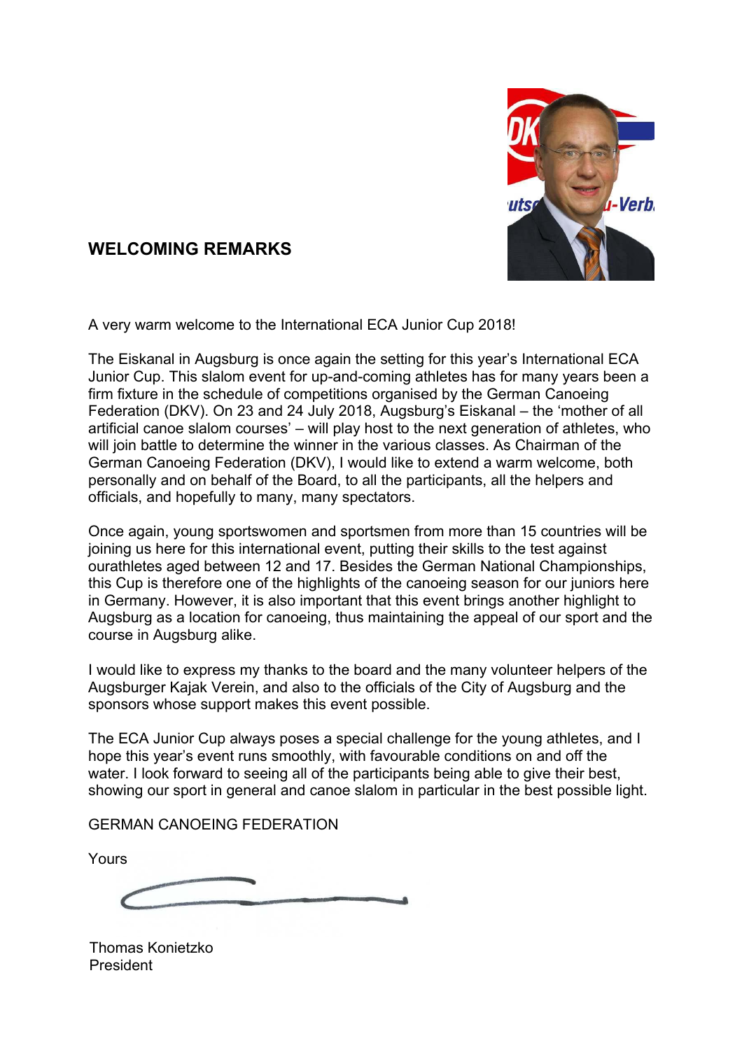## WELCOMING REMARKS

A very warm welcome to the International ECA Junior Cup 2018!

The Eiskanal in Augsburg is once again the setting for this year's International ECA Junior Cup. This slalom event for up-and-coming athletes has for many years been a firm fixture in the schedule of competitions organised by the German Canoeing Federation (DKV). On 23 and 24 July 2018, Augsburg's Eiskanal – the 'mother of all artificial canoe slalom courses' – will play host to the next generation of athletes, who will join battle to determine the winner in the various classes. As Chairman of the German Canoeing Federation (DKV), I would like to extend a warm welcome, both personally and on behalf of the Board, to all the participants, all the helpers and officials, and hopefully to many, many spectators.

Once again, young sportswomen and sportsmen from more than 15 countries will be joining us here for this international event, putting their skills to the test against ourathletes aged between 12 and 17. Besides the German National Championships, this Cup is therefore one of the highlights of the canoeing season for our juniors here in Germany. However, it is also important that this event brings another highlight to Augsburg as a location for canoeing, thus maintaining the appeal of our sport and the course in Augsburg alike.

I would like to express my thanks to the board and the many volunteer helpers of the Augsburger Kajak Verein, and also to the officials of the City of Augsburg and the sponsors whose support makes this event possible.

The ECA Junior Cup always poses a special challenge for the young athletes, and I hope this year's event runs smoothly, with favourable conditions on and off the water. I look forward to seeing all of the participants being able to give their best, showing our sport in general and canoe slalom in particular in the best possible light.

GERMAN CANOEING FEDERATION

Yours

Thomas Konietzko
President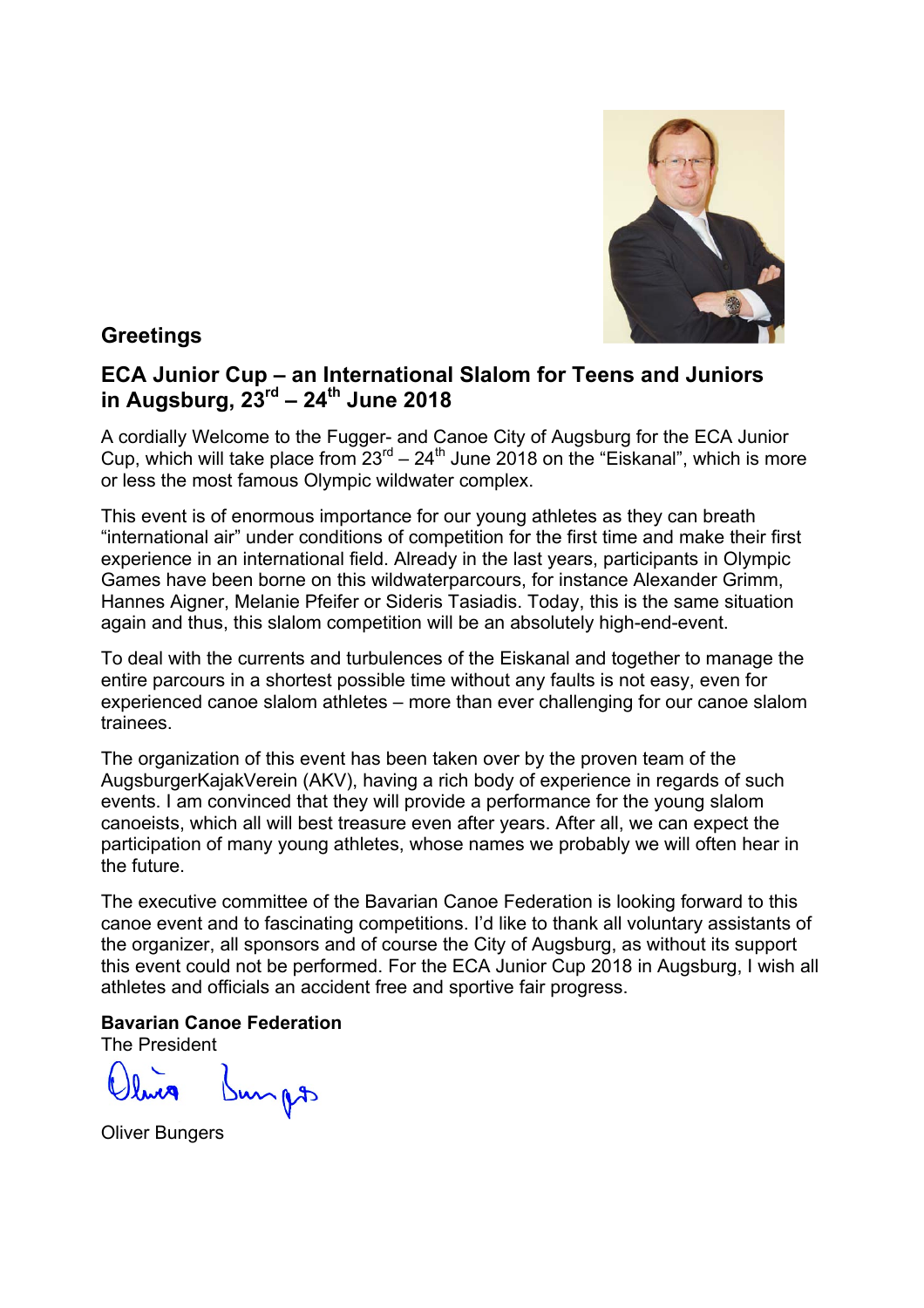## Greetings

## ECA Junior Cup – an International Slalom for Teens and Juniors in Augsburg, 23rd – 24th June 2018

A cordially Welcome to the Fugger- and Canoe City of Augsburg for the ECA Junior Cup, which will take place from 23rd – 24th June 2018 on the "Eiskanal", which is more or less the most famous Olympic wildwater complex.

This event is of enormous importance for our young athletes as they can breath "international air" under conditions of competition for the first time and make their first experience in an international field. Already in the last years, participants in Olympic Games have been borne on this wildwaterparcours, for instance Alexander Grimm, Hannes Aigner, Melanie Pfeifer or Sideris Tasiadis. Today, this is the same situation again and thus, this slalom competition will be an absolutely high-end-event.

To deal with the currents and turbulences of the Eiskanal and together to manage the entire parcours in a shortest possible time without any faults is not easy, even for experienced canoe slalom athletes – more than ever challenging for our canoe slalom trainees.

The organization of this event has been taken over by the proven team of the AugsburgerKajakVerein (AKV), having a rich body of experience in regards of such events. I am convinced that they will provide a performance for the young slalom canoeists, which all will best treasure even after years. After all, we can expect the participation of many young athletes, whose names we probably we will often hear in the future.

The executive committee of the Bavarian Canoe Federation is looking forward to this canoe event and to fascinating competitions. I'd like to thank all voluntary assistants of the organizer, all sponsors and of course the City of Augsburg, as without its support this event could not be performed. For the ECA Junior Cup 2018 in Augsburg, I wish all athletes and officials an accident free and sportive fair progress.

**Bavarian Canoe Federation**
The President

Oliver Bungers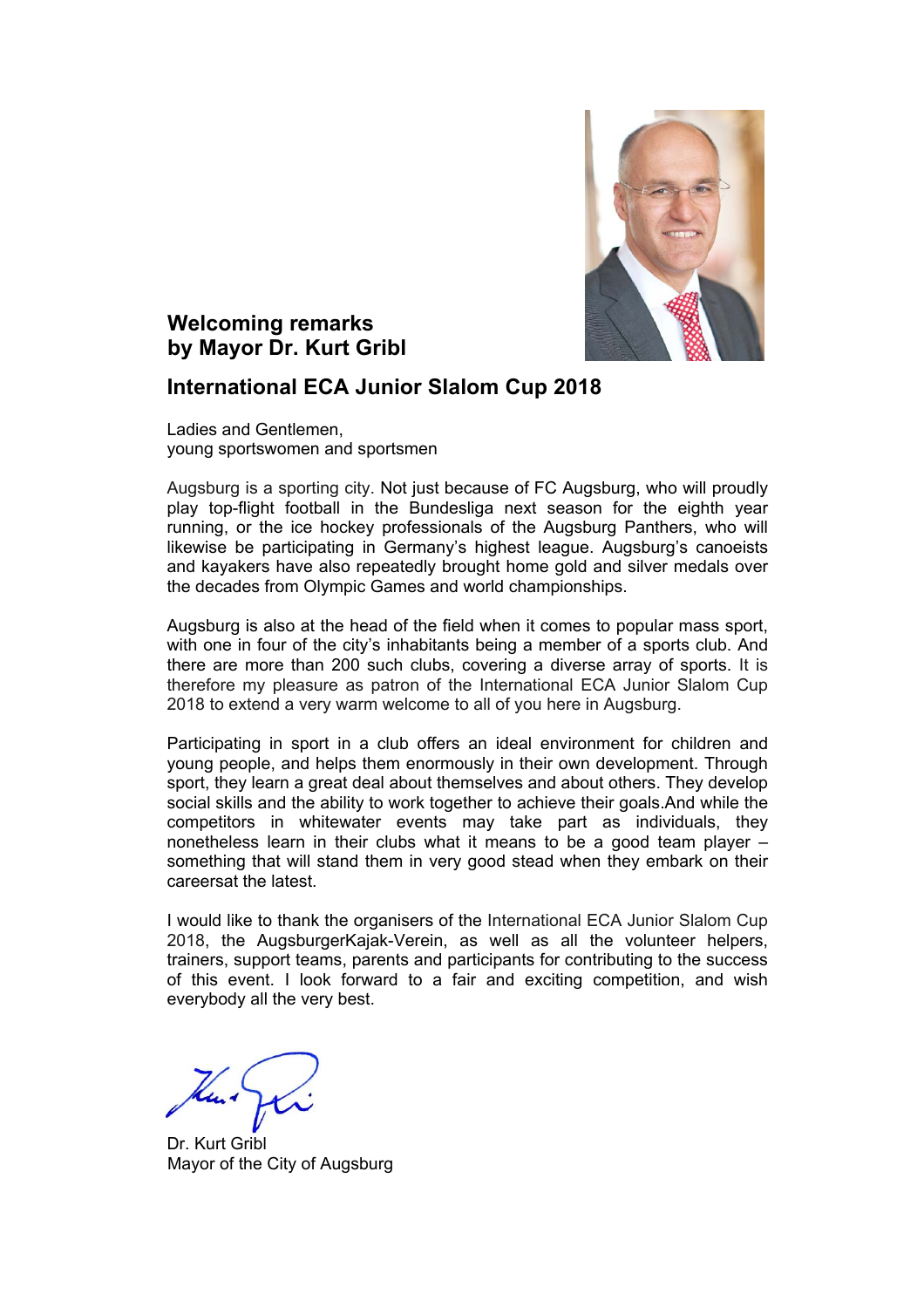## Welcoming remarks by Mayor Dr. Kurt Gribl

## International ECA Junior Slalom Cup 2018

Ladies and Gentlemen,
young sportswomen and sportsmen

Augsburg is a sporting city. Not just because of FC Augsburg, who will proudly play top-flight football in the Bundesliga next season for the eighth year running, or the ice hockey professionals of the Augsburg Panthers, who will likewise be participating in Germany's highest league. Augsburg's canoeists and kayakers have also repeatedly brought home gold and silver medals over the decades from Olympic Games and world championships.

Augsburg is also at the head of the field when it comes to popular mass sport, with one in four of the city's inhabitants being a member of a sports club. And there are more than 200 such clubs, covering a diverse array of sports. It is therefore my pleasure as patron of the International ECA Junior Slalom Cup 2018 to extend a very warm welcome to all of you here in Augsburg.

Participating in sport in a club offers an ideal environment for children and young people, and helps them enormously in their own development. Through sport, they learn a great deal about themselves and about others. They develop social skills and the ability to work together to achieve their goals.And while the competitors in whitewater events may take part as individuals, they nonetheless learn in their clubs what it means to be a good team player – something that will stand them in very good stead when they embark on their careersat the latest.

I would like to thank the organisers of the International ECA Junior Slalom Cup 2018, the AugsburgerKajak-Verein, as well as all the volunteer helpers, trainers, support teams, parents and participants for contributing to the success of this event. I look forward to a fair and exciting competition, and wish everybody all the very best.

Dr. Kurt Gribl
Mayor of the City of Augsburg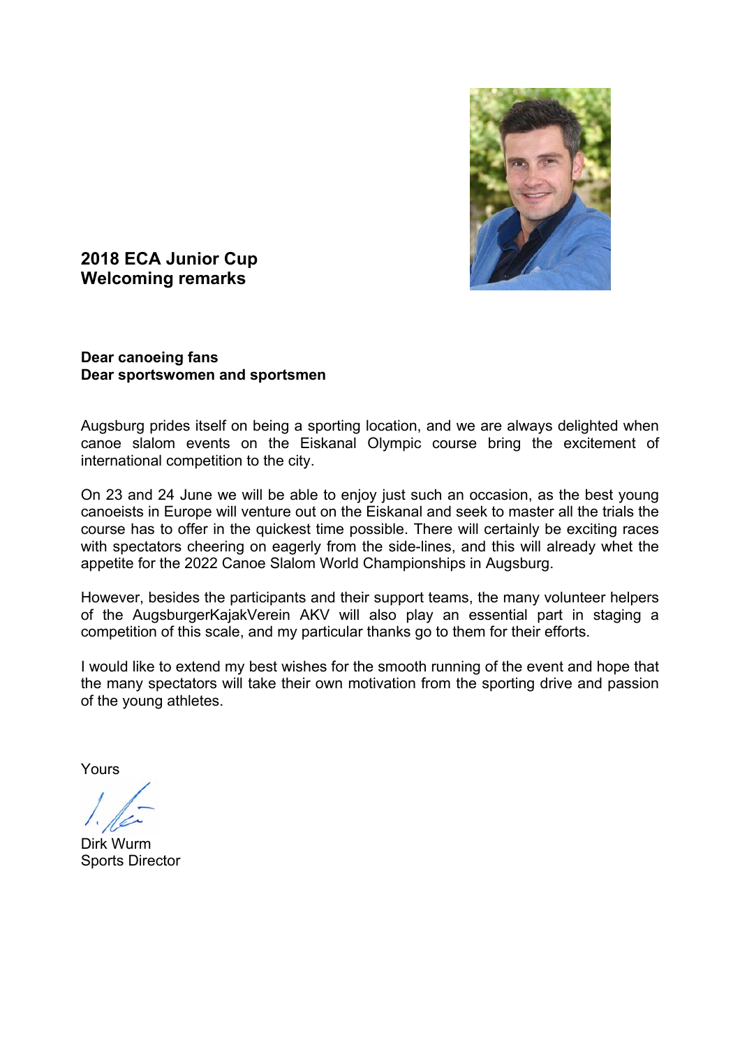**2018 ECA Junior Cup**
**Welcoming remarks**

**Dear canoeing fans**
**Dear sportswomen and sportsmen**

Augsburg prides itself on being a sporting location, and we are always delighted when canoe slalom events on the Eiskanal Olympic course bring the excitement of international competition to the city.

On 23 and 24 June we will be able to enjoy just such an occasion, as the best young canoeists in Europe will venture out on the Eiskanal and seek to master all the trials the course has to offer in the quickest time possible. There will certainly be exciting races with spectators cheering on eagerly from the side-lines, and this will already whet the appetite for the 2022 Canoe Slalom World Championships in Augsburg.

However, besides the participants and their support teams, the many volunteer helpers of the AugsburgerKajakVerein AKV will also play an essential part in staging a competition of this scale, and my particular thanks go to them for their efforts.

I would like to extend my best wishes for the smooth running of the event and hope that the many spectators will take their own motivation from the sporting drive and passion of the young athletes.

Yours

Dirk Wurm
Sports Director